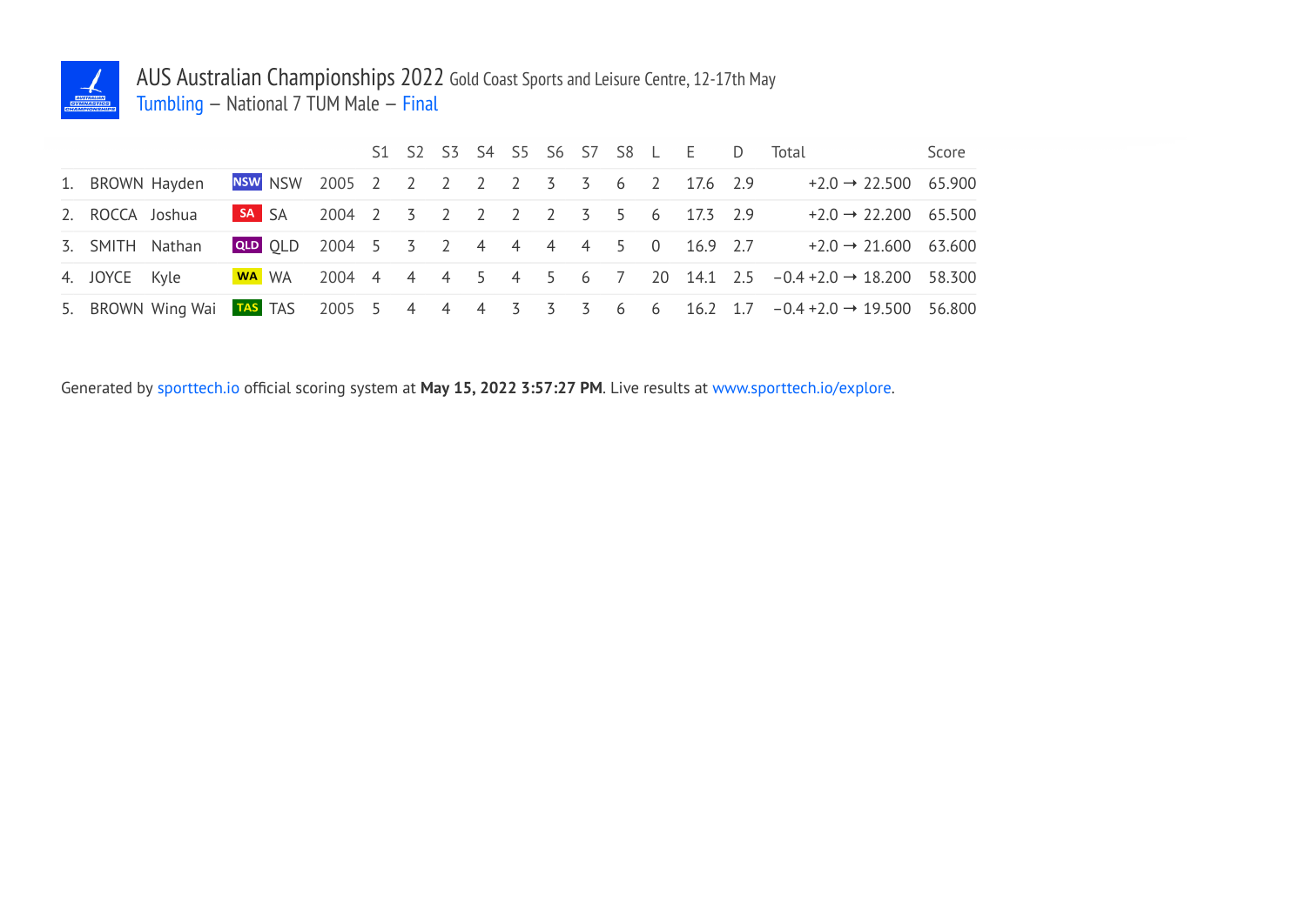# AUS Australian Championships 2022 Gold Coast Sports and Leisure Centre, 12-17th May

Tumbling – National 7 TUM Male – Final

| | | | | | | S1 | S2 | S3 | S4 | S5 | S6 | S7 | S8 | L | E | D | Total | Score |
|---|---|---|---|---|---|---|---|---|---|---|---|---|---|---|---|---|---|---|
| 1. | BROWN | Hayden | NSW | NSW | 2005 | 2 | 2 | 2 | 2 | 2 | 3 | 3 | 6 | 2 | 17.6 | 2.9 | +2.0 → 22.500 | 65.900 |
| 2. | ROCCA | Joshua | SA | SA | 2004 | 2 | 3 | 2 | 2 | 2 | 2 | 3 | 5 | 6 | 17.3 | 2.9 | +2.0 → 22.200 | 65.500 |
| 3. | SMITH | Nathan | QLD | QLD | 2004 | 5 | 3 | 2 | 4 | 4 | 4 | 4 | 5 | 0 | 16.9 | 2.7 | +2.0 → 21.600 | 63.600 |
| 4. | JOYCE | Kyle | WA | WA | 2004 | 4 | 4 | 4 | 5 | 4 | 5 | 6 | 7 | 20 | 14.1 | 2.5 | −0.4 +2.0 → 18.200 | 58.300 |
| 5. | BROWN | Wing Wai | TAS | TAS | 2005 | 5 | 4 | 4 | 4 | 3 | 3 | 3 | 6 | 6 | 16.2 | 1.7 | −0.4 +2.0 → 19.500 | 56.800 |

Generated by sporttech.io official scoring system at **May 15, 2022 3:57:27 PM**. Live results at www.sporttech.io/explore.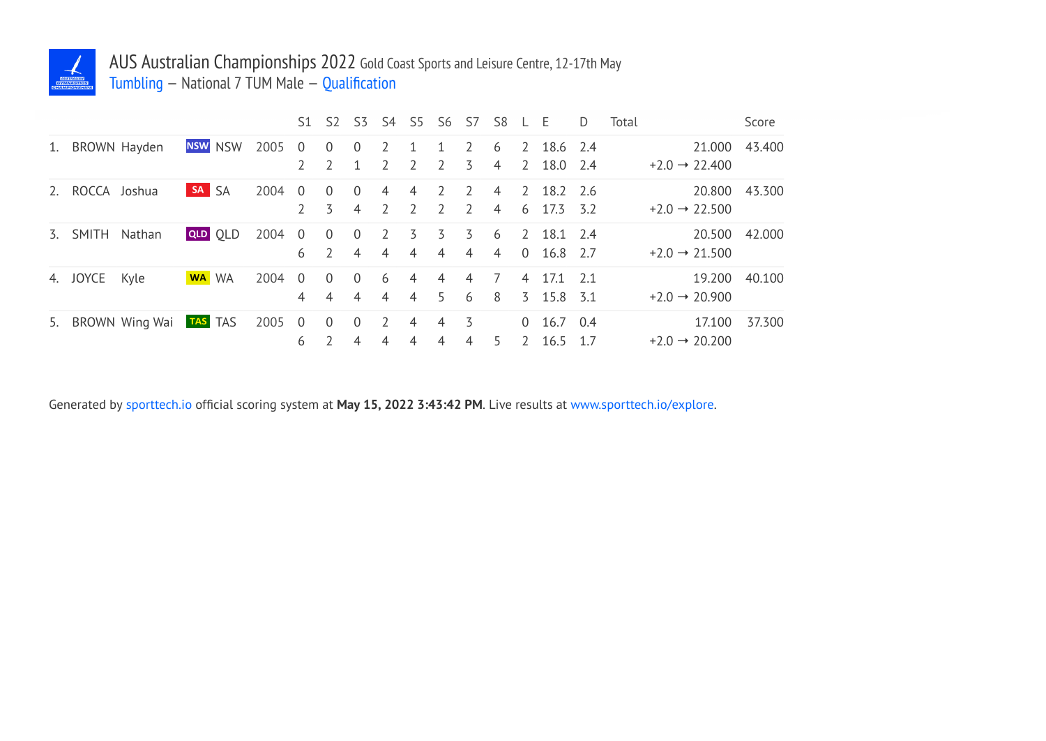# AUS Australian Championships 2022 Gold Coast Sports and Leisure Centre, 12-17th May

## Tumbling – National 7 TUM Male – Qualification

| | | | | | S1 | S2 | S3 | S4 | S5 | S6 | S7 | S8 | L | E | D | Total | Score |
|---|---|---|---|---|---|---|---|---|---|---|---|---|---|---|---|---|---|
| 1. | BROWN | Hayden | NSW | 2005 | 0 | 0 | 0 | 2 | 1 | 1 | 2 | 6 | 2 | 18.6 | 2.4 | 21.000 | 43.400 |
| | | | | | 2 | 2 | 1 | 2 | 2 | 2 | 3 | 4 | 2 | 18.0 | 2.4 | +2.0 → 22.400 | |
| 2. | ROCCA | Joshua | SA | 2004 | 0 | 0 | 0 | 4 | 4 | 2 | 2 | 4 | 2 | 18.2 | 2.6 | 20.800 | 43.300 |
| | | | | | 2 | 3 | 4 | 2 | 2 | 2 | 2 | 4 | 6 | 17.3 | 3.2 | +2.0 → 22.500 | |
| 3. | SMITH | Nathan | QLD | 2004 | 0 | 0 | 0 | 2 | 3 | 3 | 3 | 6 | 2 | 18.1 | 2.4 | 20.500 | 42.000 |
| | | | | | 6 | 2 | 4 | 4 | 4 | 4 | 4 | 4 | 0 | 16.8 | 2.7 | +2.0 → 21.500 | |
| 4. | JOYCE | Kyle | WA | 2004 | 0 | 0 | 0 | 6 | 4 | 4 | 4 | 7 | 4 | 17.1 | 2.1 | 19.200 | 40.100 |
| | | | | | 4 | 4 | 4 | 4 | 4 | 5 | 6 | 8 | 3 | 15.8 | 3.1 | +2.0 → 20.900 | |
| 5. | BROWN | Wing Wai | TAS | 2005 | 0 | 0 | 0 | 2 | 4 | 4 | 3 | | 0 | 16.7 | 0.4 | 17.100 | 37.300 |
| | | | | | 6 | 2 | 4 | 4 | 4 | 4 | 4 | 5 | 2 | 16.5 | 1.7 | +2.0 → 20.200 | |

Generated by sporttech.io official scoring system at **May 15, 2022 3:43:42 PM**. Live results at www.sporttech.io/explore.